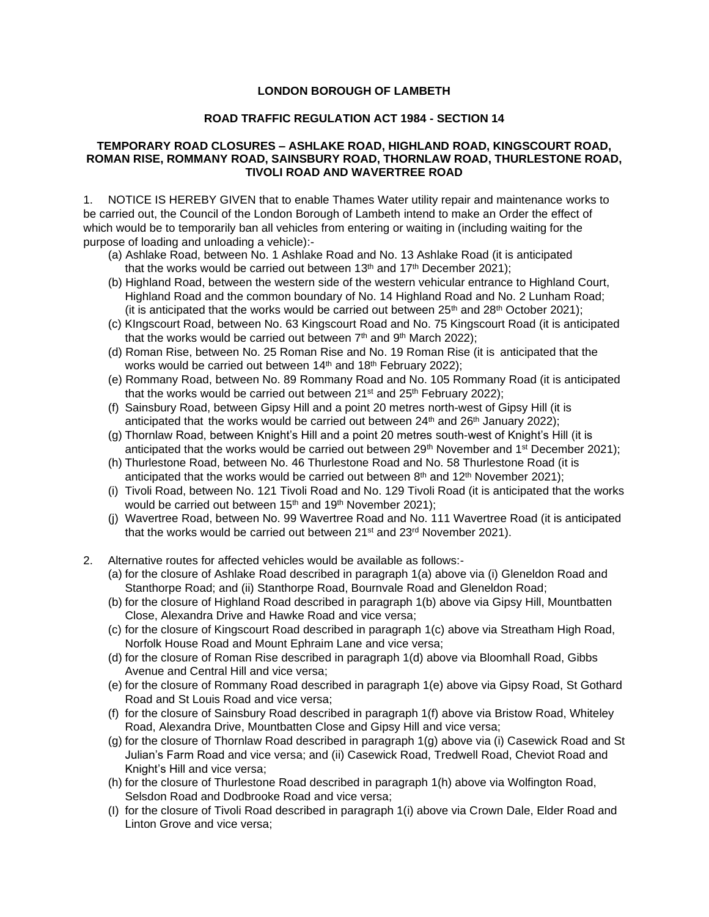**LONDON BOROUGH OF LAMBETH**

**ROAD TRAFFIC REGULATION ACT 1984 - SECTION 14**

**TEMPORARY ROAD CLOSURES – ASHLAKE ROAD, HIGHLAND ROAD, KINGSCOURT ROAD, ROMAN RISE, ROMMANY ROAD, SAINSBURY ROAD, THORNLAW ROAD, THURLESTONE ROAD, TIVOLI ROAD AND WAVERTREE ROAD**

1. NOTICE IS HEREBY GIVEN that to enable Thames Water utility repair and maintenance works to be carried out, the Council of the London Borough of Lambeth intend to make an Order the effect of which would be to temporarily ban all vehicles from entering or waiting in (including waiting for the purpose of loading and unloading a vehicle):-
   - (a) Ashlake Road, between No. 1 Ashlake Road and No. 13 Ashlake Road (it is anticipated that the works would be carried out between 13th and 17th December 2021);
   - (b) Highland Road, between the western side of the western vehicular entrance to Highland Court, Highland Road and the common boundary of No. 14 Highland Road and No. 2 Lunham Road; (it is anticipated that the works would be carried out between 25th and 28th October 2021);
   - (c) KIngscourt Road, between No. 63 Kingscourt Road and No. 75 Kingscourt Road (it is anticipated that the works would be carried out between 7th and 9th March 2022);
   - (d) Roman Rise, between No. 25 Roman Rise and No. 19 Roman Rise (it is anticipated that the works would be carried out between 14th and 18th February 2022);
   - (e) Rommany Road, between No. 89 Rommany Road and No. 105 Rommany Road (it is anticipated that the works would be carried out between 21st and 25th February 2022);
   - (f) Sainsbury Road, between Gipsy Hill and a point 20 metres north-west of Gipsy Hill (it is anticipated that the works would be carried out between 24th and 26th January 2022);
   - (g) Thornlaw Road, between Knight's Hill and a point 20 metres south-west of Knight's Hill (it is anticipated that the works would be carried out between 29th November and 1st December 2021);
   - (h) Thurlestone Road, between No. 46 Thurlestone Road and No. 58 Thurlestone Road (it is anticipated that the works would be carried out between 8th and 12th November 2021);
   - (i) Tivoli Road, between No. 121 Tivoli Road and No. 129 Tivoli Road (it is anticipated that the works would be carried out between 15th and 19th November 2021);
   - (j) Wavertree Road, between No. 99 Wavertree Road and No. 111 Wavertree Road (it is anticipated that the works would be carried out between 21st and 23rd November 2021).

2. Alternative routes for affected vehicles would be available as follows:-
   - (a) for the closure of Ashlake Road described in paragraph 1(a) above via (i) Gleneldon Road and Stanthorpe Road; and (ii) Stanthorpe Road, Bournvale Road and Gleneldon Road;
   - (b) for the closure of Highland Road described in paragraph 1(b) above via Gipsy Hill, Mountbatten Close, Alexandra Drive and Hawke Road and vice versa;
   - (c) for the closure of Kingscourt Road described in paragraph 1(c) above via Streatham High Road, Norfolk House Road and Mount Ephraim Lane and vice versa;
   - (d) for the closure of Roman Rise described in paragraph 1(d) above via Bloomhall Road, Gibbs Avenue and Central Hill and vice versa;
   - (e) for the closure of Rommany Road described in paragraph 1(e) above via Gipsy Road, St Gothard Road and St Louis Road and vice versa;
   - (f) for the closure of Sainsbury Road described in paragraph 1(f) above via Bristow Road, Whiteley Road, Alexandra Drive, Mountbatten Close and Gipsy Hill and vice versa;
   - (g) for the closure of Thornlaw Road described in paragraph 1(g) above via (i) Casewick Road and St Julian's Farm Road and vice versa; and (ii) Casewick Road, Tredwell Road, Cheviot Road and Knight's Hill and vice versa;
   - (h) for the closure of Thurlestone Road described in paragraph 1(h) above via Wolfington Road, Selsdon Road and Dodbrooke Road and vice versa;
   - (I) for the closure of Tivoli Road described in paragraph 1(i) above via Crown Dale, Elder Road and Linton Grove and vice versa;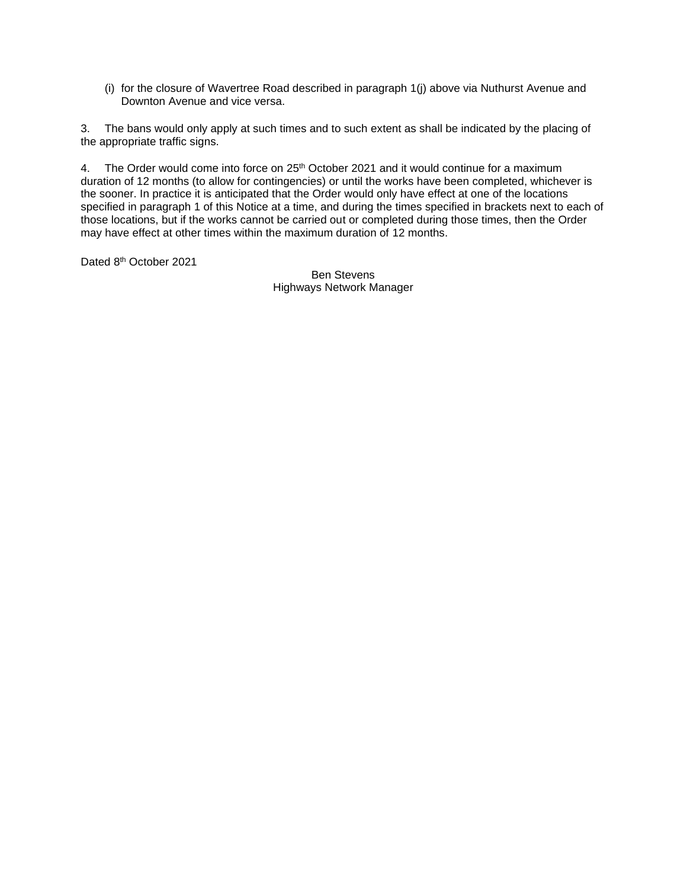(i) for the closure of Wavertree Road described in paragraph 1(j) above via Nuthurst Avenue and Downton Avenue and vice versa.

3. The bans would only apply at such times and to such extent as shall be indicated by the placing of the appropriate traffic signs.

4. The Order would come into force on 25th October 2021 and it would continue for a maximum duration of 12 months (to allow for contingencies) or until the works have been completed, whichever is the sooner. In practice it is anticipated that the Order would only have effect at one of the locations specified in paragraph 1 of this Notice at a time, and during the times specified in brackets next to each of those locations, but if the works cannot be carried out or completed during those times, then the Order may have effect at other times within the maximum duration of 12 months.

Dated 8th October 2021

Ben Stevens
Highways Network Manager